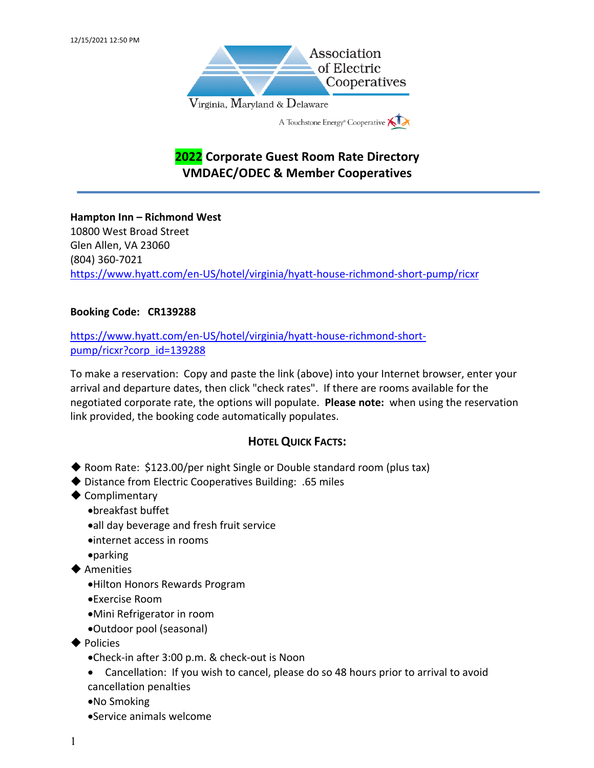12/15/2021 12:50 PM

Association of Electric Cooperatives

Virginia, Maryland & Delaware

A Touchstone Energy® Cooperative

## 2022 Corporate Guest Room Rate Directory
## VMDAEC/ODEC & Member Cooperatives

---

**Hampton Inn – Richmond West**
10800 West Broad Street
Glen Allen, VA 23060
(804) 360-7021
https://www.hyatt.com/en-US/hotel/virginia/hyatt-house-richmond-short-pump/ricxr

**Booking Code: CR139288**

https://www.hyatt.com/en-US/hotel/virginia/hyatt-house-richmond-short-pump/ricxr?corp_id=139288

To make a reservation: Copy and paste the link (above) into your Internet browser, enter your arrival and departure dates, then click "check rates". If there are rooms available for the negotiated corporate rate, the options will populate. **Please note:** when using the reservation link provided, the booking code automatically populates.

### HOTEL QUICK FACTS:

- Room Rate: $123.00/per night Single or Double standard room (plus tax)
- Distance from Electric Cooperatives Building: .65 miles
- Complimentary
  - breakfast buffet
  - all day beverage and fresh fruit service
  - internet access in rooms
  - parking
- Amenities
  - Hilton Honors Rewards Program
  - Exercise Room
  - Mini Refrigerator in room
  - Outdoor pool (seasonal)
- Policies
  - Check-in after 3:00 p.m. & check-out is Noon
  - Cancellation: If you wish to cancel, please do so 48 hours prior to arrival to avoid cancellation penalties
  - No Smoking
  - Service animals welcome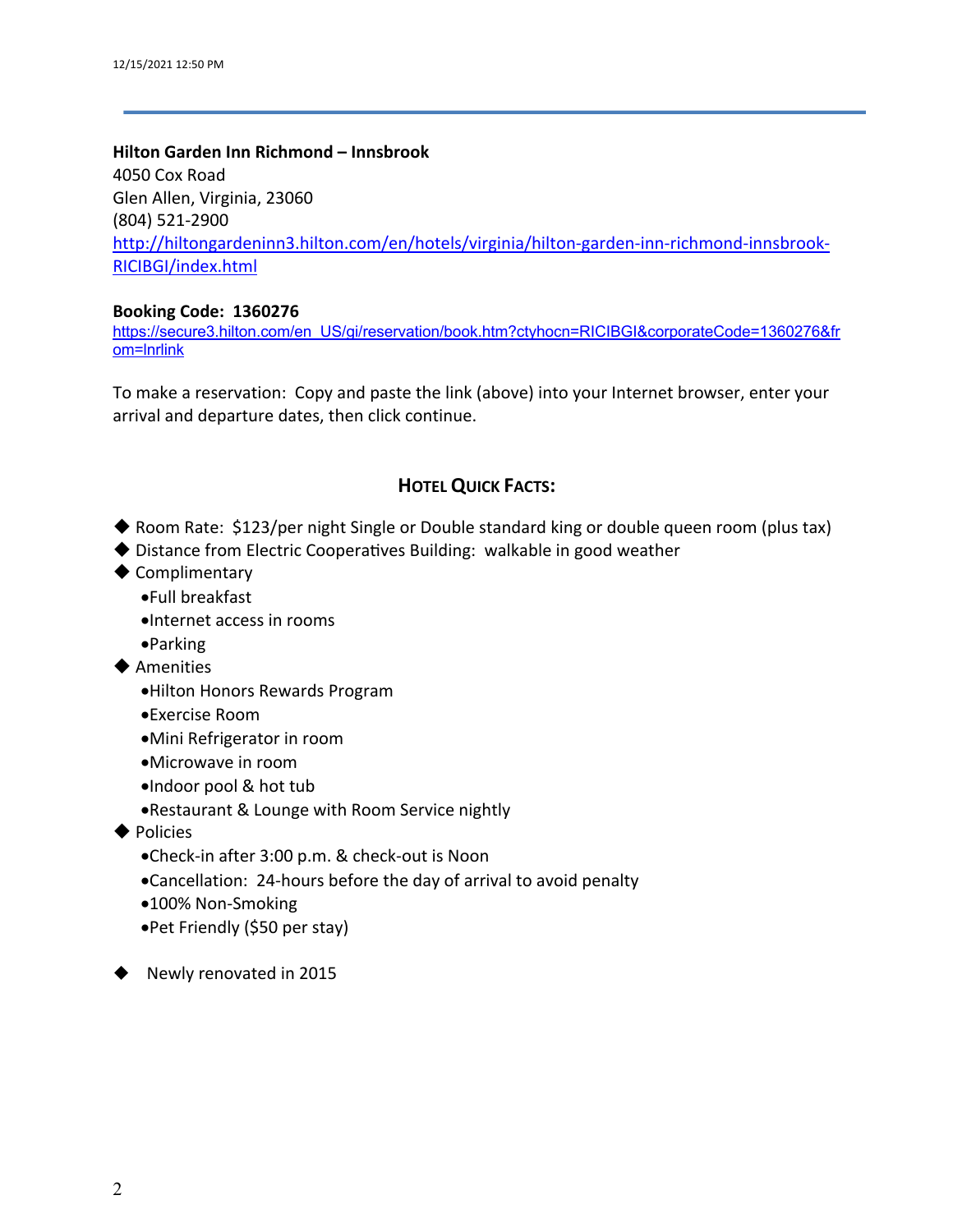**Hilton Garden Inn Richmond – Innsbrook**
4050 Cox Road
Glen Allen, Virginia, 23060
(804) 521-2900
http://hiltongardeninn3.hilton.com/en/hotels/virginia/hilton-garden-inn-richmond-innsbrook-RICIBGI/index.html

**Booking Code: 1360276**
https://secure3.hilton.com/en_US/gi/reservation/book.htm?ctyhocn=RICIBGI&corporateCode=1360276&from=lnrlink

To make a reservation: Copy and paste the link (above) into your Internet browser, enter your arrival and departure dates, then click continue.

## HOTEL QUICK FACTS:

- Room Rate: $123/per night Single or Double standard king or double queen room (plus tax)
- Distance from Electric Cooperatives Building: walkable in good weather
- Complimentary
  - Full breakfast
  - Internet access in rooms
  - Parking
- Amenities
  - Hilton Honors Rewards Program
  - Exercise Room
  - Mini Refrigerator in room
  - Microwave in room
  - Indoor pool & hot tub
  - Restaurant & Lounge with Room Service nightly
- Policies
  - Check-in after 3:00 p.m. & check-out is Noon
  - Cancellation: 24-hours before the day of arrival to avoid penalty
  - 100% Non-Smoking
  - Pet Friendly ($50 per stay)
- Newly renovated in 2015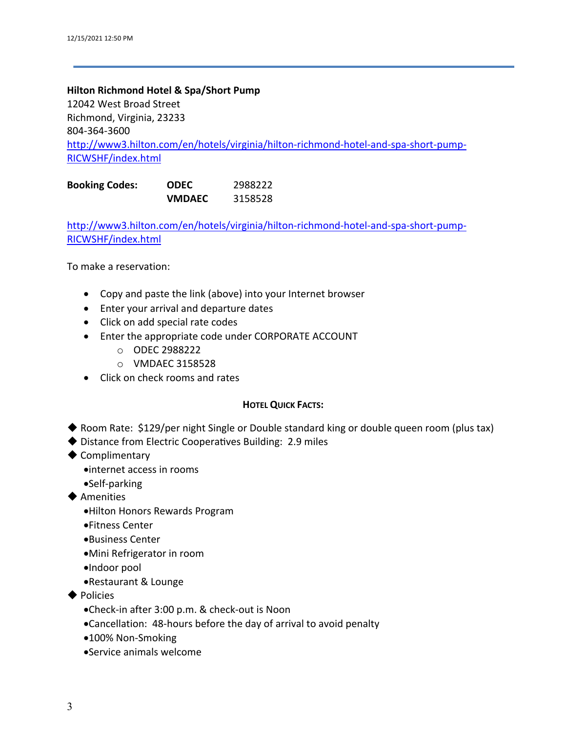**Hilton Richmond Hotel & Spa/Short Pump**
12042 West Broad Street
Richmond, Virginia, 23233
804-364-3600
http://www3.hilton.com/en/hotels/virginia/hilton-richmond-hotel-and-spa-short-pump-RICWSHF/index.html

| **Booking Codes:** | **ODEC** | 2988222 |
|---|---|---|
| | **VMDAEC** | 3158528 |

http://www3.hilton.com/en/hotels/virginia/hilton-richmond-hotel-and-spa-short-pump-RICWSHF/index.html

To make a reservation:

- Copy and paste the link (above) into your Internet browser
- Enter your arrival and departure dates
- Click on add special rate codes
- Enter the appropriate code under CORPORATE ACCOUNT
    - ODEC 2988222
    - VMDAEC 3158528
- Click on check rooms and rates

**HOTEL QUICK FACTS:**

- Room Rate: $129/per night Single or Double standard king or double queen room (plus tax)
- Distance from Electric Cooperatives Building: 2.9 miles
- Complimentary
    - internet access in rooms
    - Self-parking
- Amenities
    - Hilton Honors Rewards Program
    - Fitness Center
    - Business Center
    - Mini Refrigerator in room
    - Indoor pool
    - Restaurant & Lounge
- Policies
    - Check-in after 3:00 p.m. & check-out is Noon
    - Cancellation: 48-hours before the day of arrival to avoid penalty
    - 100% Non-Smoking
    - Service animals welcome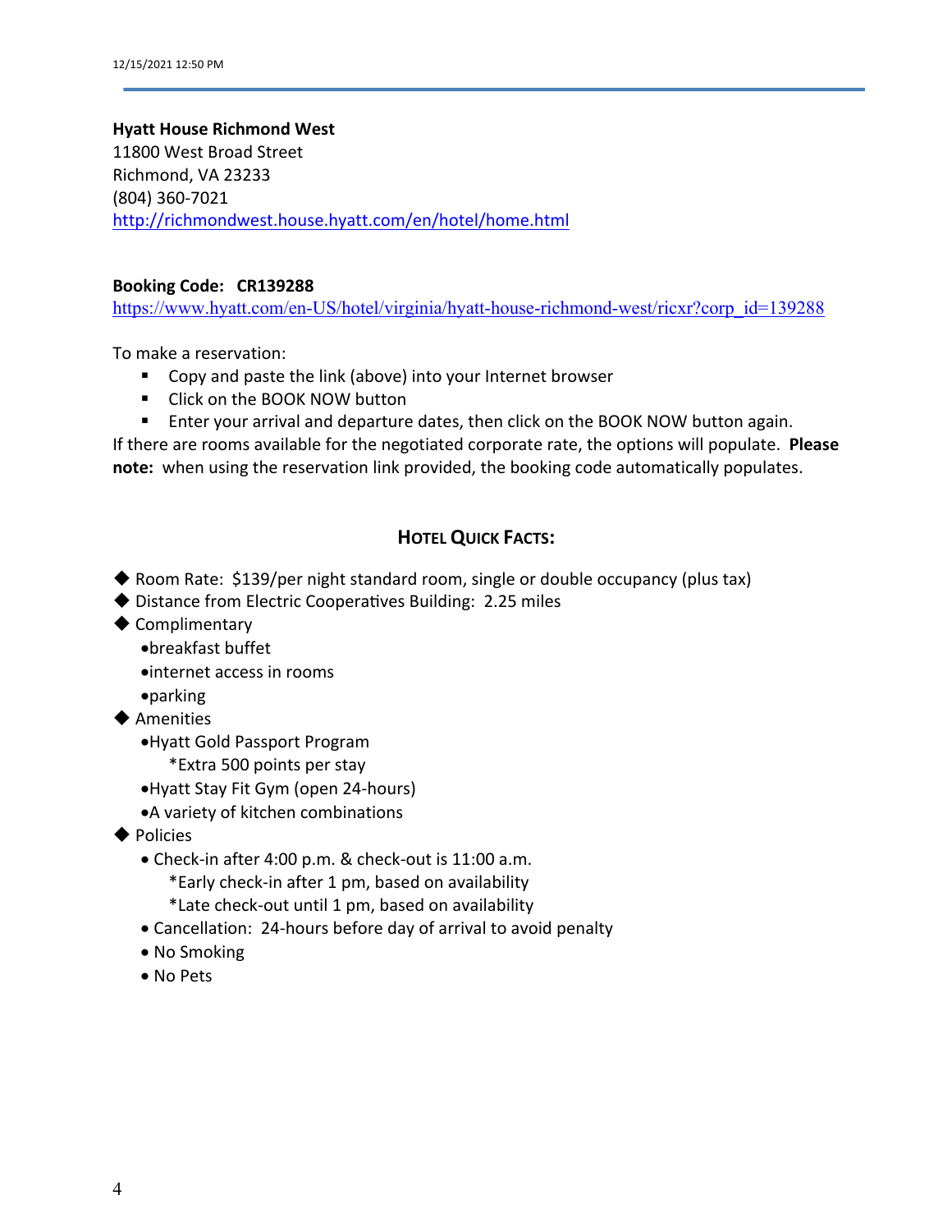**Hyatt House Richmond West**
11800 West Broad Street
Richmond, VA 23233
(804) 360-7021
http://richmondwest.house.hyatt.com/en/hotel/home.html

**Booking Code: CR139288**
https://www.hyatt.com/en-US/hotel/virginia/hyatt-house-richmond-west/ricxr?corp_id=139288

To make a reservation:

- Copy and paste the link (above) into your Internet browser
- Click on the BOOK NOW button
- Enter your arrival and departure dates, then click on the BOOK NOW button again.

If there are rooms available for the negotiated corporate rate, the options will populate. **Please note:** when using the reservation link provided, the booking code automatically populates.

## HOTEL QUICK FACTS:

- Room Rate: $139/per night standard room, single or double occupancy (plus tax)
- Distance from Electric Cooperatives Building: 2.25 miles
- Complimentary
  - breakfast buffet
  - internet access in rooms
  - parking
- Amenities
  - Hyatt Gold Passport Program
    - *Extra 500 points per stay
  - Hyatt Stay Fit Gym (open 24-hours)
  - A variety of kitchen combinations
- Policies
  - Check-in after 4:00 p.m. & check-out is 11:00 a.m.
    - *Early check-in after 1 pm, based on availability
    - *Late check-out until 1 pm, based on availability
  - Cancellation: 24-hours before day of arrival to avoid penalty
  - No Smoking
  - No Pets